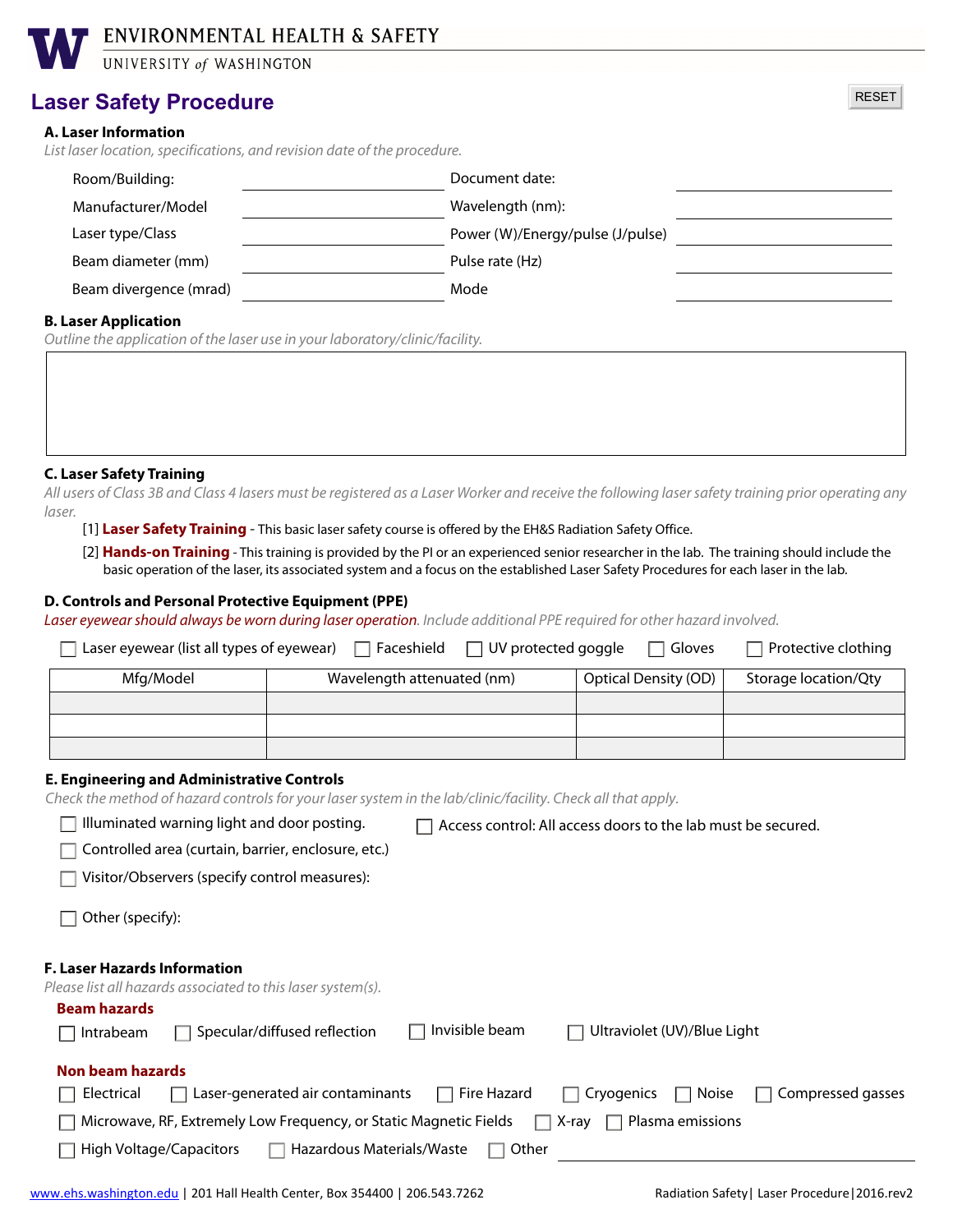ENVIRONMENTAL HEALTH & SAFETY
UNIVERSITY of WASHINGTON

# Laser Safety Procedure

RESET

## A. Laser Information

*List laser location, specifications, and revision date of the procedure.*

| | | | |
|---|---|---|---|
| Room/Building: | | Document date: | |
| Manufacturer/Model | | Wavelength (nm): | |
| Laser type/Class | | Power (W)/Energy/pulse (J/pulse) | |
| Beam diameter (mm) | | Pulse rate (Hz) | |
| Beam divergence (mrad) | | Mode | |

## B. Laser Application

*Outline the application of the laser use in your laboratory/clinic/facility.*

## C. Laser Safety Training

*All users of Class 3B and Class 4 lasers must be registered as a Laser Worker and receive the following laser safety training prior operating any laser.*

[1] **Laser Safety Training** - This basic laser safety course is offered by the EH&S Radiation Safety Office.

[2] **Hands-on Training** - This training is provided by the PI or an experienced senior researcher in the lab. The training should include the basic operation of the laser, its associated system and a focus on the established Laser Safety Procedures for each laser in the lab.

## D. Controls and Personal Protective Equipment (PPE)

*Laser eyewear should always be worn during laser operation. Include additional PPE required for other hazard involved.*

☐ Laser eyewear (list all types of eyewear) ☐ Faceshield ☐ UV protected goggle ☐ Gloves ☐ Protective clothing

| Mfg/Model | Wavelength attenuated (nm) | Optical Density (OD) | Storage location/Qty |
|---|---|---|---|
| | | | |
| | | | |
| | | | |

## E. Engineering and Administrative Controls

*Check the method of hazard controls for your laser system in the lab/clinic/facility. Check all that apply.*

☐ Illuminated warning light and door posting.

☐ Access control: All access doors to the lab must be secured.

☐ Controlled area (curtain, barrier, enclosure, etc.)

☐ Visitor/Observers (specify control measures):

☐ Other (specify):

## F. Laser Hazards Information

*Please list all hazards associated to this laser system(s).*

**Beam hazards**

☐ Intrabeam ☐ Specular/diffused reflection ☐ Invisible beam ☐ Ultraviolet (UV)/Blue Light

**Non beam hazards**

☐ Electrical ☐ Laser-generated air contaminants ☐ Fire Hazard ☐ Cryogenics ☐ Noise ☐ Compressed gasses

☐ Microwave, RF, Extremely Low Frequency, or Static Magnetic Fields ☐ X-ray ☐ Plasma emissions

☐ High Voltage/Capacitors ☐ Hazardous Materials/Waste ☐ Other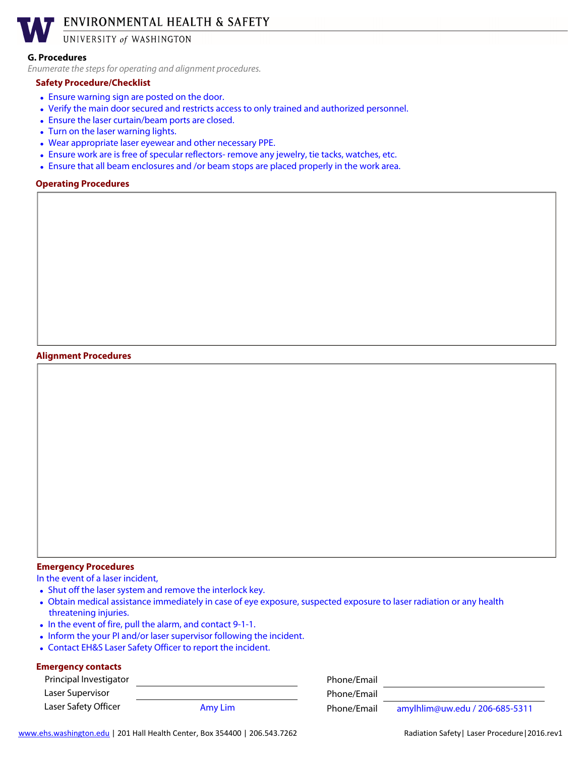## G. Procedures

*Enumerate the steps for operating and alignment procedures.*

### Safety Procedure/Checklist

- Ensure warning sign are posted on the door.
- Verify the main door secured and restricts access to only trained and authorized personnel.
- Ensure the laser curtain/beam ports are closed.
- Turn on the laser warning lights.
- Wear appropriate laser eyewear and other necessary PPE.
- Ensure work are is free of specular reflectors- remove any jewelry, tie tacks, watches, etc.
- Ensure that all beam enclosures and /or beam stops are placed properly in the work area.

### Operating Procedures

### Alignment Procedures

### Emergency Procedures

In the event of a laser incident,

- Shut off the laser system and remove the interlock key.
- Obtain medical assistance immediately in case of eye exposure, suspected exposure to laser radiation or any health threatening injuries.
- In the event of fire, pull the alarm, and contact 9-1-1.
- Inform the your PI and/or laser supervisor following the incident.
- Contact EH&S Laser Safety Officer to report the incident.

### Emergency contacts

| | | | |
|---|---|---|---|
| Principal Investigator | | Phone/Email | |
| Laser Supervisor | | Phone/Email | |
| Laser Safety Officer | Amy Lim | Phone/Email | amylhlim@uw.edu / 206-685-5311 |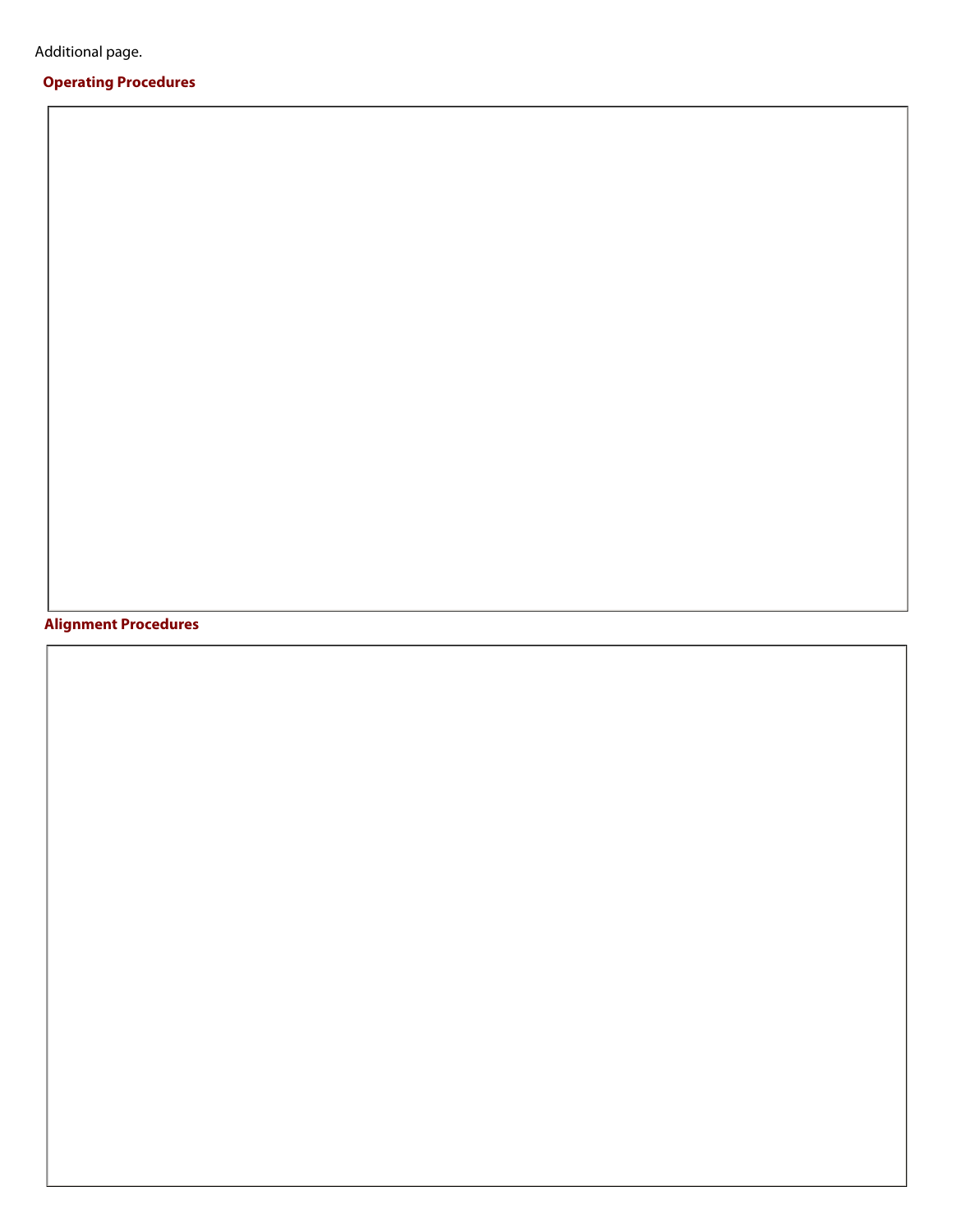Additional page.

## Operating Procedures

## Alignment Procedures